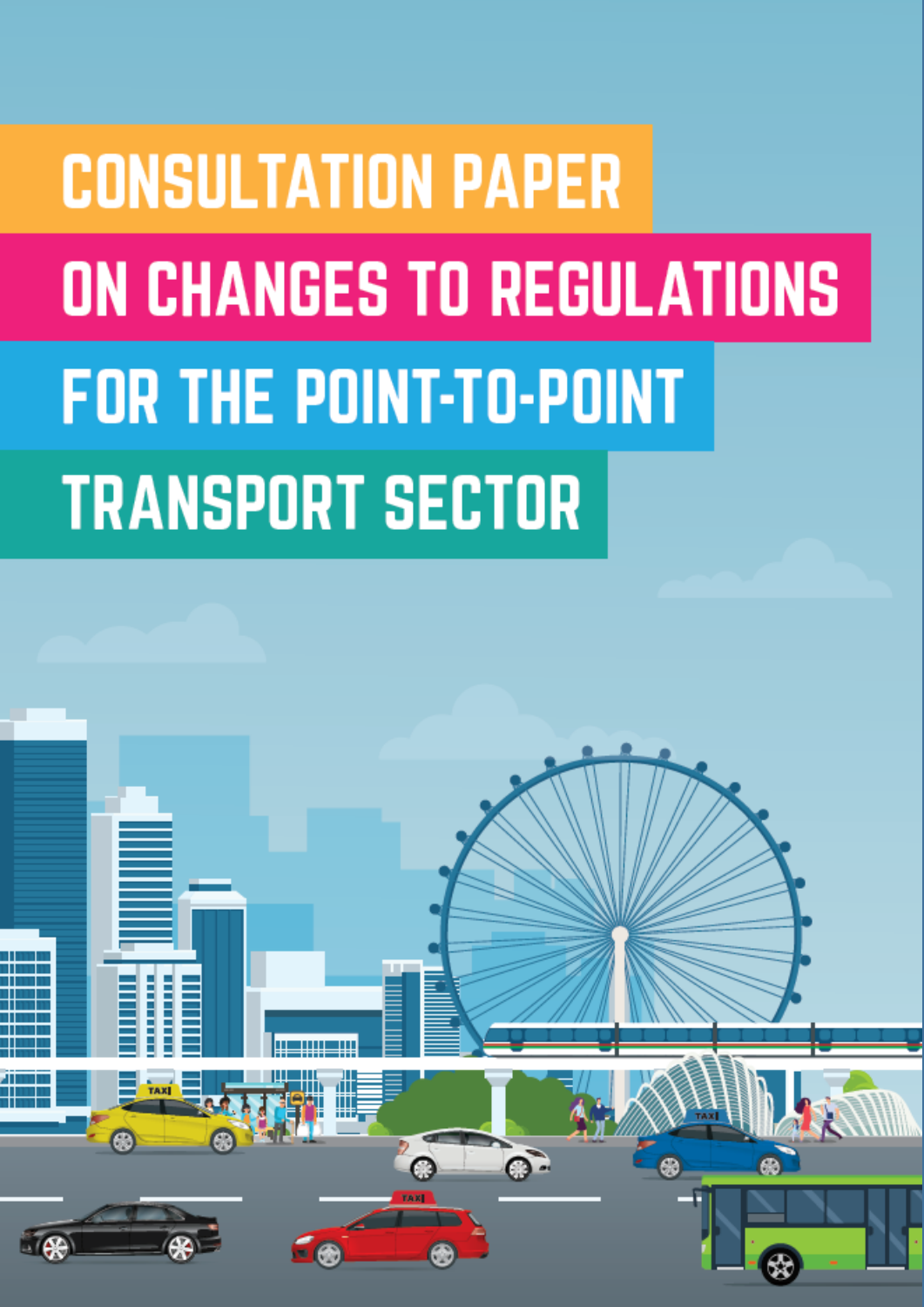# CONSULTATION PAPER ON CHANGES TO REGULATIONS FOR THE POINT-TO-POINT TRANSPORT SECTOR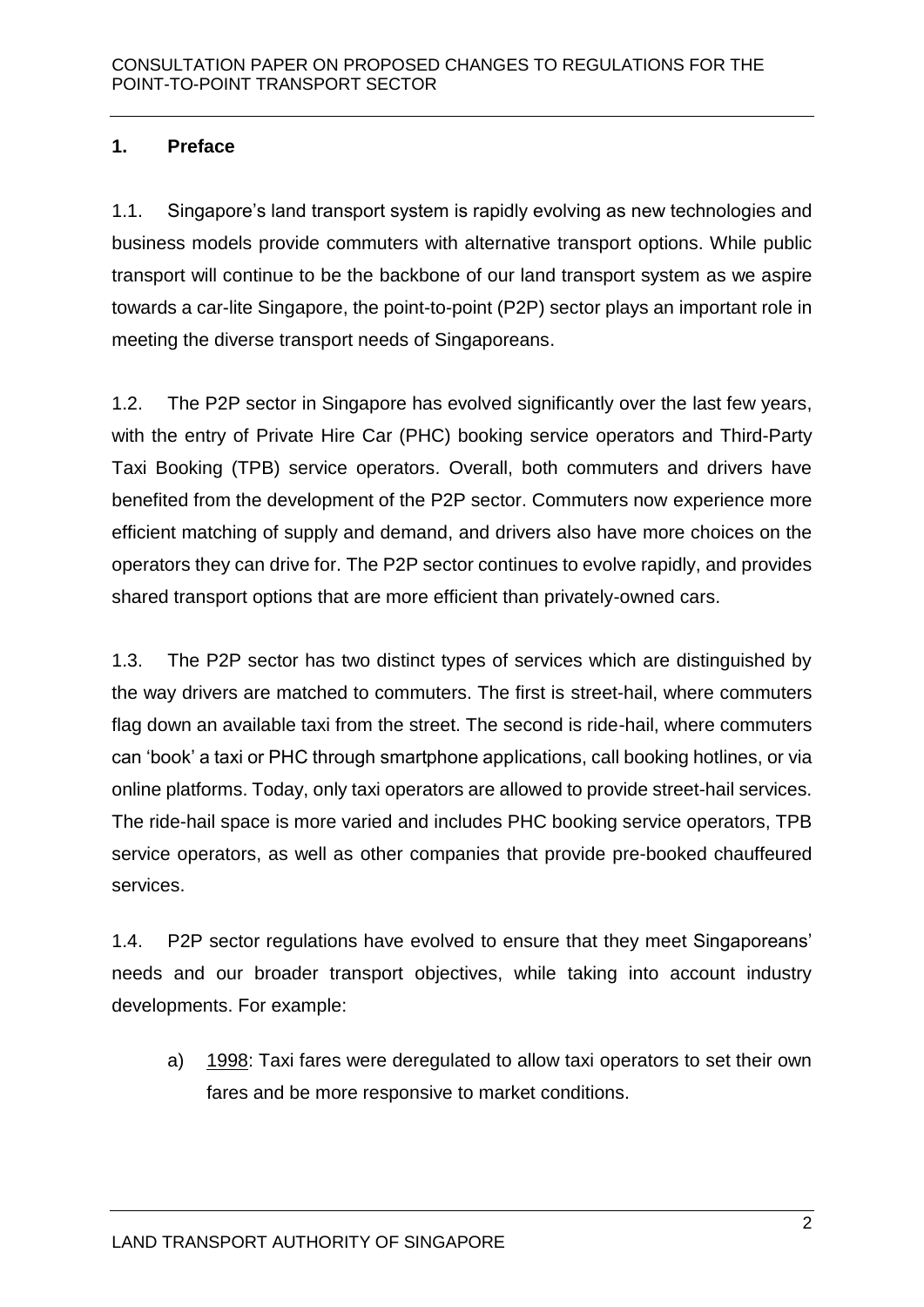## 1. Preface

1.1. Singapore's land transport system is rapidly evolving as new technologies and business models provide commuters with alternative transport options. While public transport will continue to be the backbone of our land transport system as we aspire towards a car-lite Singapore, the point-to-point (P2P) sector plays an important role in meeting the diverse transport needs of Singaporeans.

1.2. The P2P sector in Singapore has evolved significantly over the last few years, with the entry of Private Hire Car (PHC) booking service operators and Third-Party Taxi Booking (TPB) service operators. Overall, both commuters and drivers have benefited from the development of the P2P sector. Commuters now experience more efficient matching of supply and demand, and drivers also have more choices on the operators they can drive for. The P2P sector continues to evolve rapidly, and provides shared transport options that are more efficient than privately-owned cars.

1.3. The P2P sector has two distinct types of services which are distinguished by the way drivers are matched to commuters. The first is street-hail, where commuters flag down an available taxi from the street. The second is ride-hail, where commuters can 'book' a taxi or PHC through smartphone applications, call booking hotlines, or via online platforms. Today, only taxi operators are allowed to provide street-hail services. The ride-hail space is more varied and includes PHC booking service operators, TPB service operators, as well as other companies that provide pre-booked chauffeured services.

1.4. P2P sector regulations have evolved to ensure that they meet Singaporeans' needs and our broader transport objectives, while taking into account industry developments. For example:

a) <u>1998</u>: Taxi fares were deregulated to allow taxi operators to set their own fares and be more responsive to market conditions.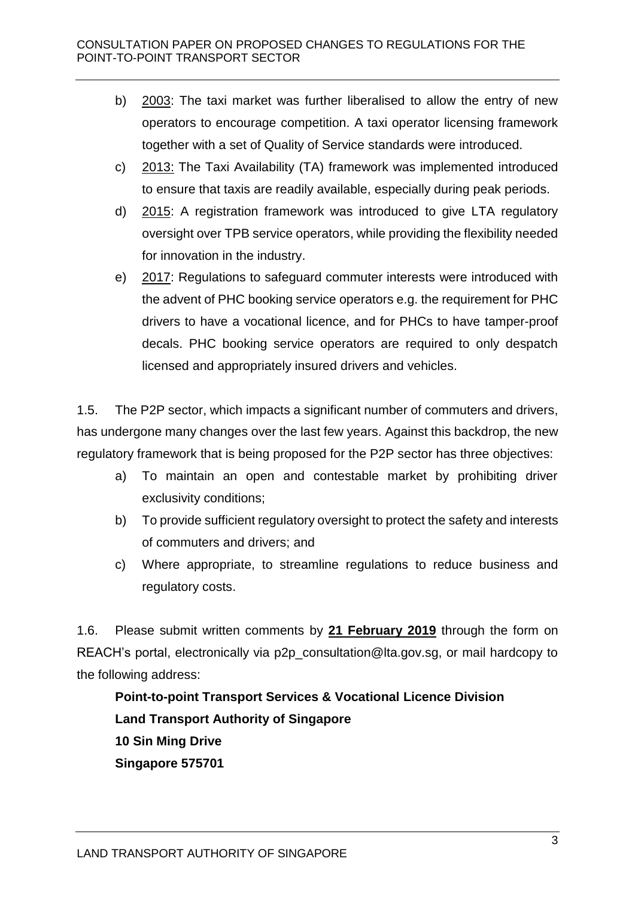b) 2003: The taxi market was further liberalised to allow the entry of new operators to encourage competition. A taxi operator licensing framework together with a set of Quality of Service standards were introduced.

c) 2013: The Taxi Availability (TA) framework was implemented introduced to ensure that taxis are readily available, especially during peak periods.

d) 2015: A registration framework was introduced to give LTA regulatory oversight over TPB service operators, while providing the flexibility needed for innovation in the industry.

e) 2017: Regulations to safeguard commuter interests were introduced with the advent of PHC booking service operators e.g. the requirement for PHC drivers to have a vocational licence, and for PHCs to have tamper-proof decals. PHC booking service operators are required to only despatch licensed and appropriately insured drivers and vehicles.

1.5. The P2P sector, which impacts a significant number of commuters and drivers, has undergone many changes over the last few years. Against this backdrop, the new regulatory framework that is being proposed for the P2P sector has three objectives:

a) To maintain an open and contestable market by prohibiting driver exclusivity conditions;

b) To provide sufficient regulatory oversight to protect the safety and interests of commuters and drivers; and

c) Where appropriate, to streamline regulations to reduce business and regulatory costs.

1.6. Please submit written comments by **21 February 2019** through the form on REACH's portal, electronically via p2p_consultation@lta.gov.sg, or mail hardcopy to the following address:

**Point-to-point Transport Services & Vocational Licence Division**
**Land Transport Authority of Singapore**
**10 Sin Ming Drive**
**Singapore 575701**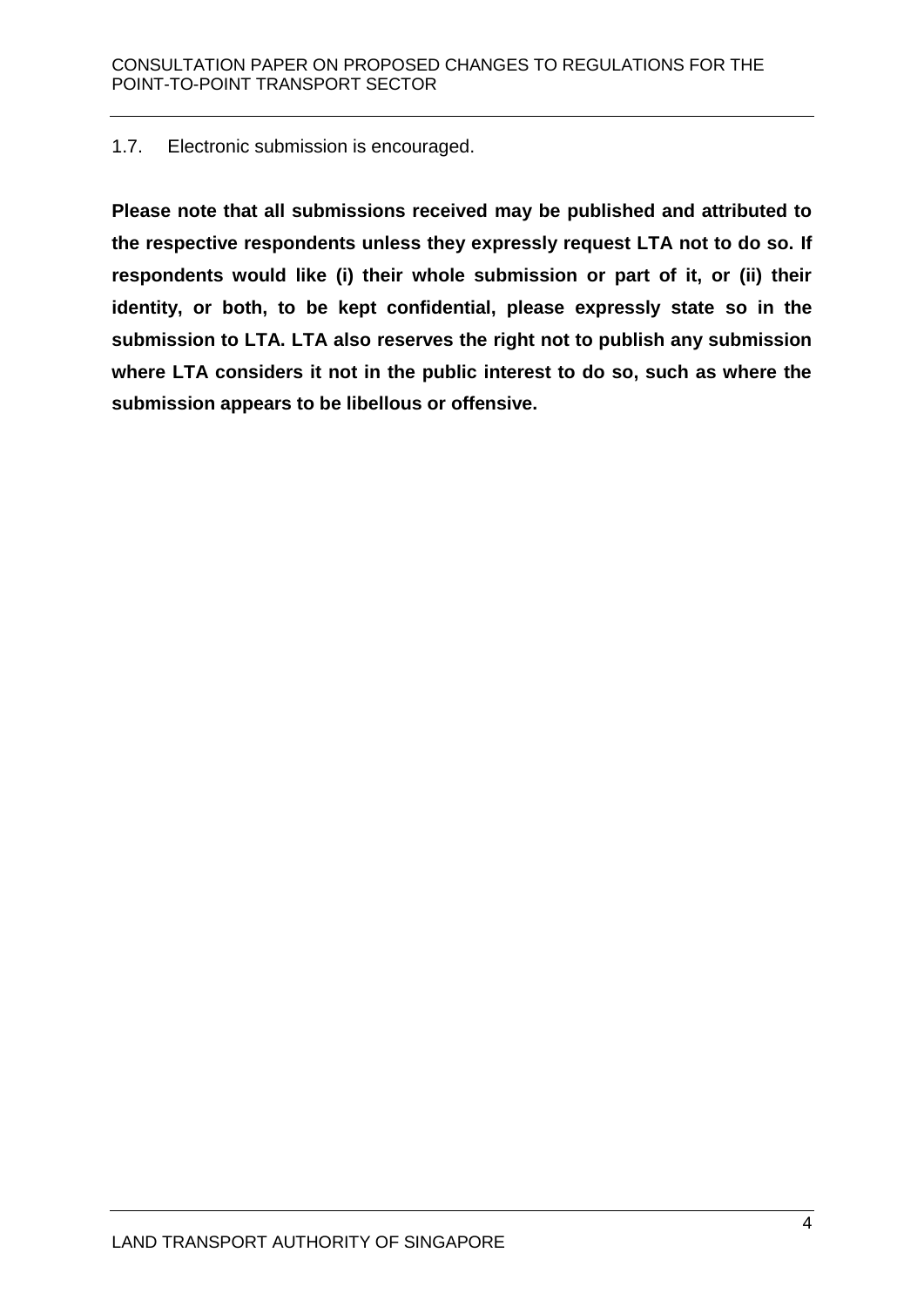1.7. Electronic submission is encouraged.

**Please note that all submissions received may be published and attributed to the respective respondents unless they expressly request LTA not to do so. If respondents would like (i) their whole submission or part of it, or (ii) their identity, or both, to be kept confidential, please expressly state so in the submission to LTA. LTA also reserves the right not to publish any submission where LTA considers it not in the public interest to do so, such as where the submission appears to be libellous or offensive.**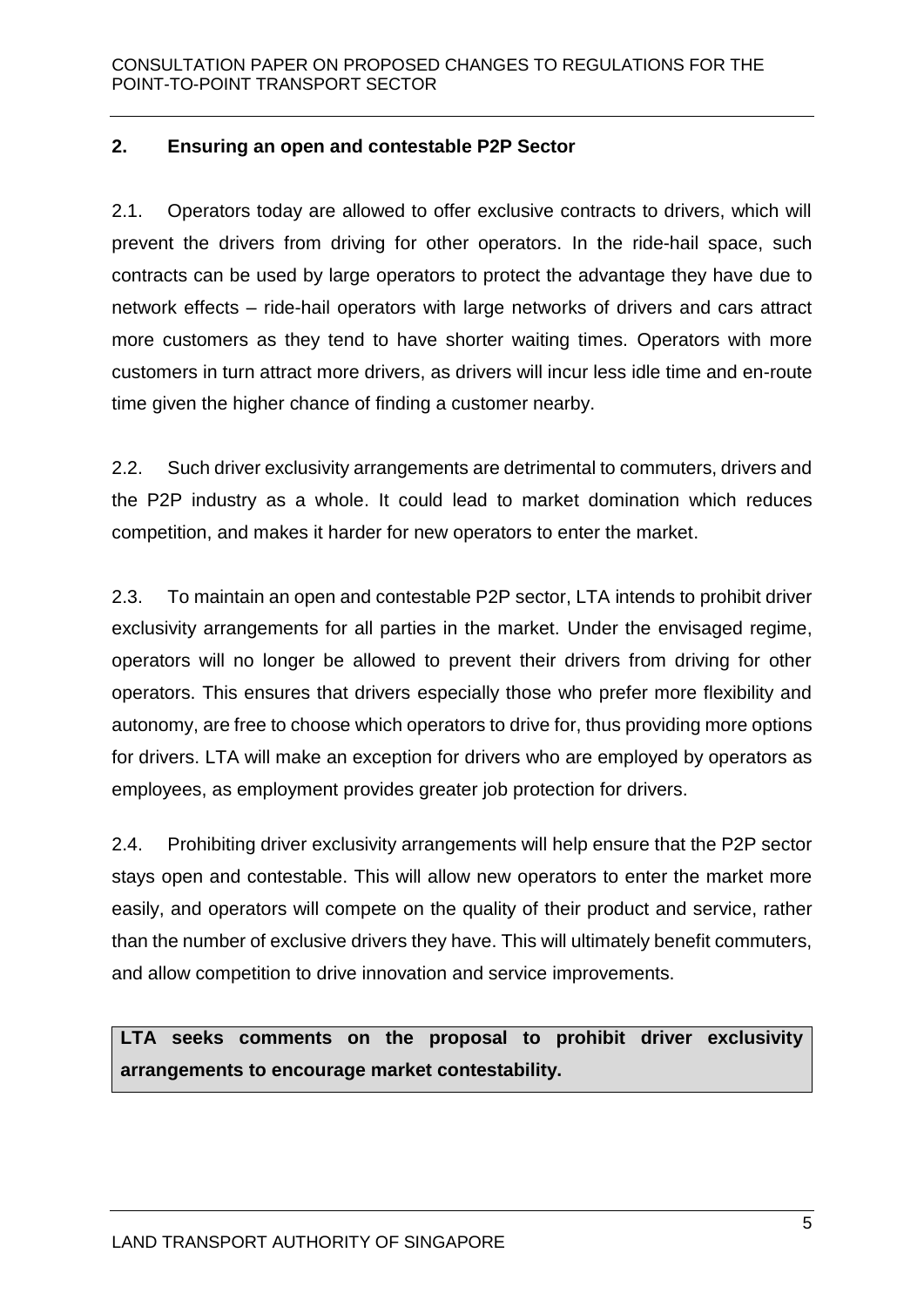## 2. Ensuring an open and contestable P2P Sector

2.1. Operators today are allowed to offer exclusive contracts to drivers, which will prevent the drivers from driving for other operators. In the ride-hail space, such contracts can be used by large operators to protect the advantage they have due to network effects – ride-hail operators with large networks of drivers and cars attract more customers as they tend to have shorter waiting times. Operators with more customers in turn attract more drivers, as drivers will incur less idle time and en-route time given the higher chance of finding a customer nearby.

2.2. Such driver exclusivity arrangements are detrimental to commuters, drivers and the P2P industry as a whole. It could lead to market domination which reduces competition, and makes it harder for new operators to enter the market.

2.3. To maintain an open and contestable P2P sector, LTA intends to prohibit driver exclusivity arrangements for all parties in the market. Under the envisaged regime, operators will no longer be allowed to prevent their drivers from driving for other operators. This ensures that drivers especially those who prefer more flexibility and autonomy, are free to choose which operators to drive for, thus providing more options for drivers. LTA will make an exception for drivers who are employed by operators as employees, as employment provides greater job protection for drivers.

2.4. Prohibiting driver exclusivity arrangements will help ensure that the P2P sector stays open and contestable. This will allow new operators to enter the market more easily, and operators will compete on the quality of their product and service, rather than the number of exclusive drivers they have. This will ultimately benefit commuters, and allow competition to drive innovation and service improvements.

**LTA seeks comments on the proposal to prohibit driver exclusivity arrangements to encourage market contestability.**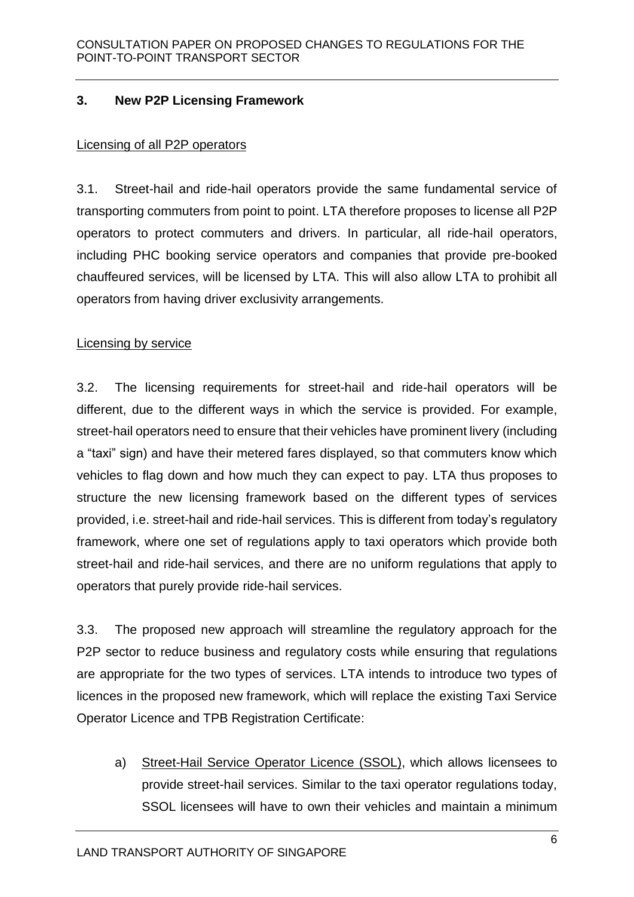## 3. New P2P Licensing Framework

<u>Licensing of all P2P operators</u>

3.1. Street-hail and ride-hail operators provide the same fundamental service of transporting commuters from point to point. LTA therefore proposes to license all P2P operators to protect commuters and drivers. In particular, all ride-hail operators, including PHC booking service operators and companies that provide pre-booked chauffeured services, will be licensed by LTA. This will also allow LTA to prohibit all operators from having driver exclusivity arrangements.

<u>Licensing by service</u>

3.2. The licensing requirements for street-hail and ride-hail operators will be different, due to the different ways in which the service is provided. For example, street-hail operators need to ensure that their vehicles have prominent livery (including a "taxi" sign) and have their metered fares displayed, so that commuters know which vehicles to flag down and how much they can expect to pay. LTA thus proposes to structure the new licensing framework based on the different types of services provided, i.e. street-hail and ride-hail services. This is different from today's regulatory framework, where one set of regulations apply to taxi operators which provide both street-hail and ride-hail services, and there are no uniform regulations that apply to operators that purely provide ride-hail services.

3.3. The proposed new approach will streamline the regulatory approach for the P2P sector to reduce business and regulatory costs while ensuring that regulations are appropriate for the two types of services. LTA intends to introduce two types of licences in the proposed new framework, which will replace the existing Taxi Service Operator Licence and TPB Registration Certificate:

a) <u>Street-Hail Service Operator Licence (SSOL)</u>, which allows licensees to provide street-hail services. Similar to the taxi operator regulations today, SSOL licensees will have to own their vehicles and maintain a minimum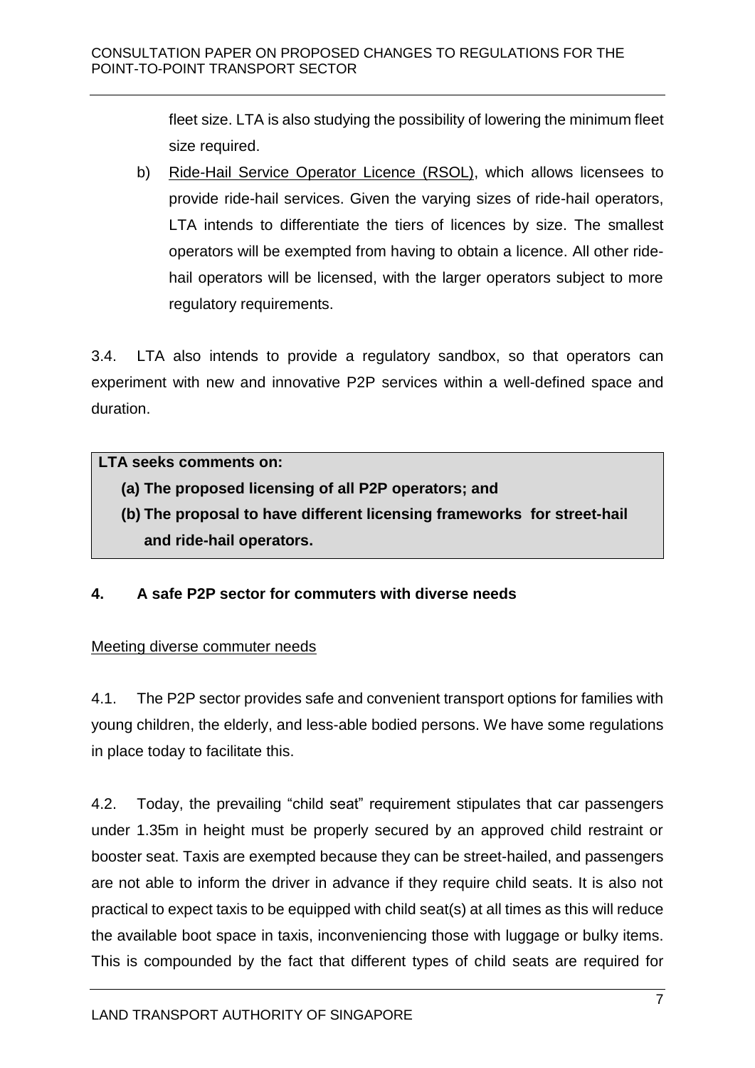fleet size. LTA is also studying the possibility of lowering the minimum fleet size required.

b) Ride-Hail Service Operator Licence (RSOL), which allows licensees to provide ride-hail services. Given the varying sizes of ride-hail operators, LTA intends to differentiate the tiers of licences by size. The smallest operators will be exempted from having to obtain a licence. All other ride-hail operators will be licensed, with the larger operators subject to more regulatory requirements.

3.4. LTA also intends to provide a regulatory sandbox, so that operators can experiment with new and innovative P2P services within a well-defined space and duration.

**LTA seeks comments on:**

**(a) The proposed licensing of all P2P operators; and**

**(b) The proposal to have different licensing frameworks for street-hail and ride-hail operators.**

## 4. A safe P2P sector for commuters with diverse needs

Meeting diverse commuter needs

4.1. The P2P sector provides safe and convenient transport options for families with young children, the elderly, and less-able bodied persons. We have some regulations in place today to facilitate this.

4.2. Today, the prevailing "child seat" requirement stipulates that car passengers under 1.35m in height must be properly secured by an approved child restraint or booster seat. Taxis are exempted because they can be street-hailed, and passengers are not able to inform the driver in advance if they require child seats. It is also not practical to expect taxis to be equipped with child seat(s) at all times as this will reduce the available boot space in taxis, inconveniencing those with luggage or bulky items. This is compounded by the fact that different types of child seats are required for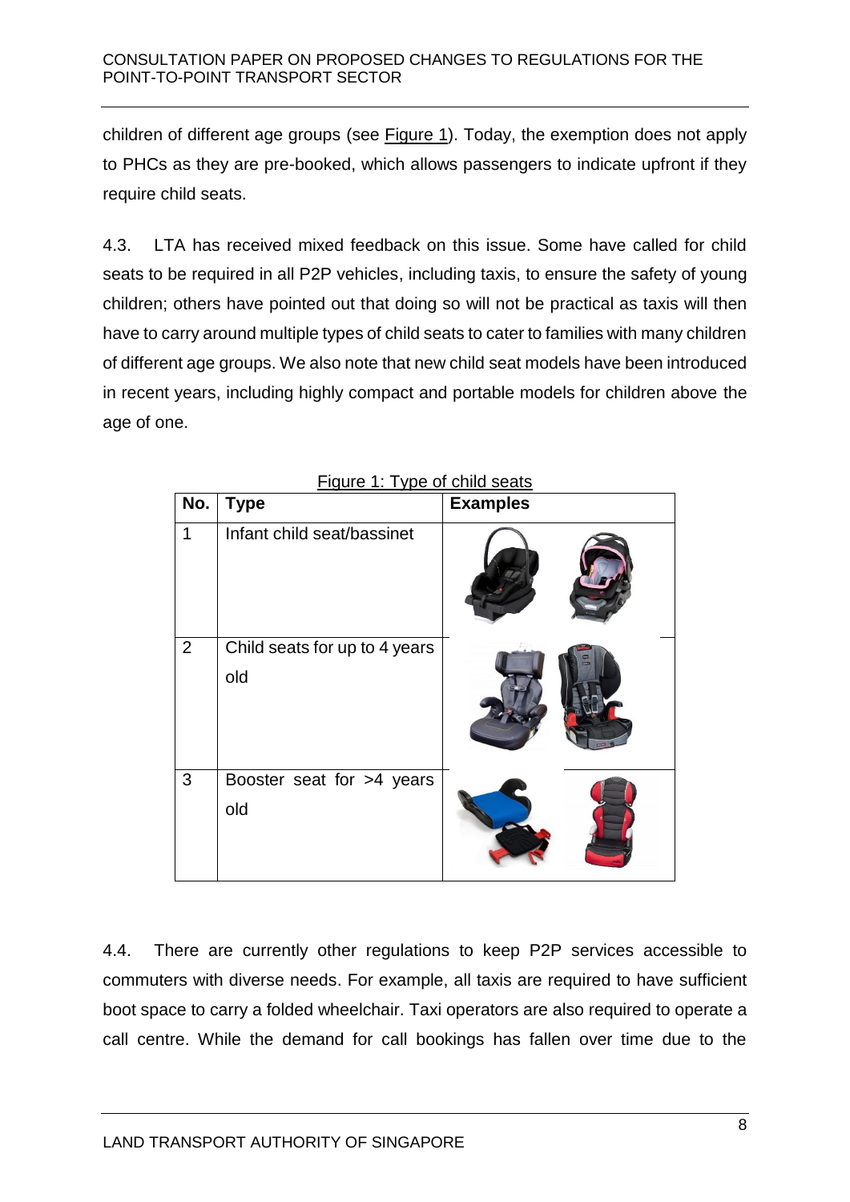children of different age groups (see Figure 1). Today, the exemption does not apply to PHCs as they are pre-booked, which allows passengers to indicate upfront if they require child seats.

4.3. LTA has received mixed feedback on this issue. Some have called for child seats to be required in all P2P vehicles, including taxis, to ensure the safety of young children; others have pointed out that doing so will not be practical as taxis will then have to carry around multiple types of child seats to cater to families with many children of different age groups. We also note that new child seat models have been introduced in recent years, including highly compact and portable models for children above the age of one.

Figure 1: Type of child seats

| No. | Type | Examples |
|---|---|---|
| 1 | Infant child seat/bassinet | |
| 2 | Child seats for up to 4 years old | |
| 3 | Booster seat for >4 years old | |

4.4. There are currently other regulations to keep P2P services accessible to commuters with diverse needs. For example, all taxis are required to have sufficient boot space to carry a folded wheelchair. Taxi operators are also required to operate a call centre. While the demand for call bookings has fallen over time due to the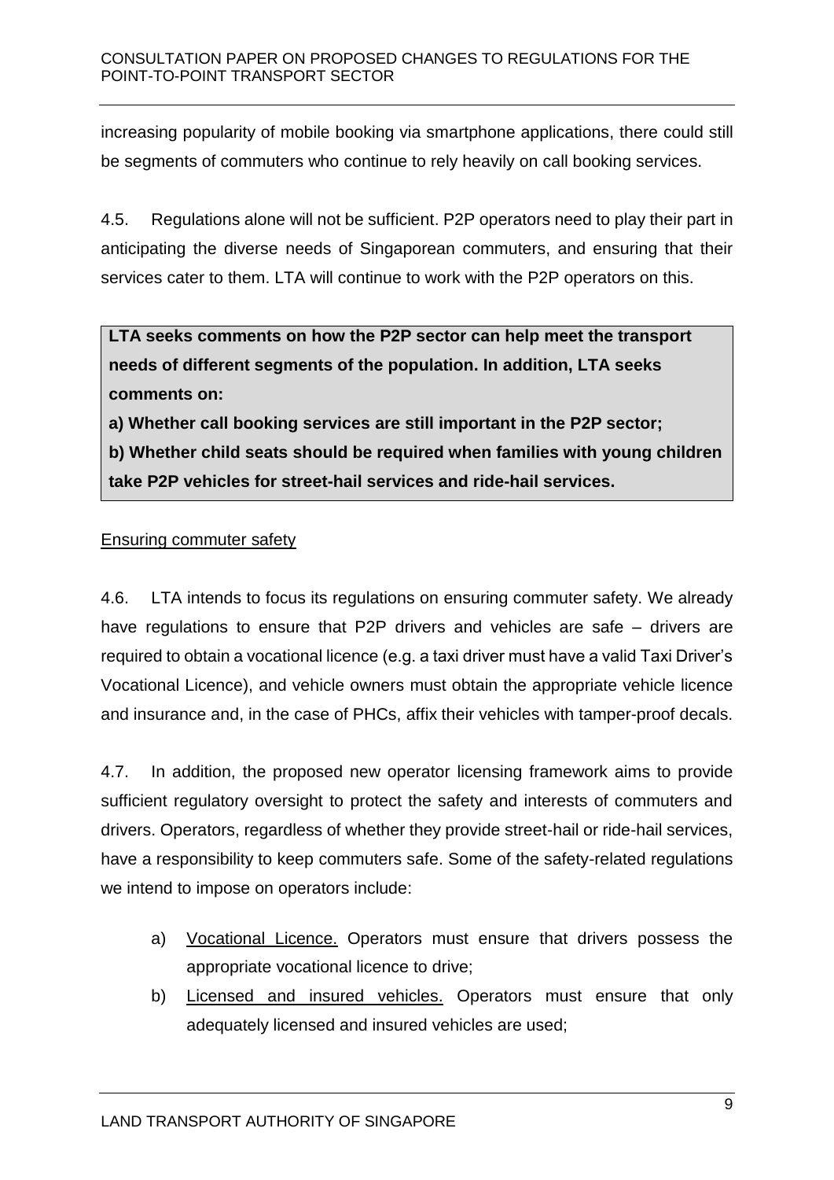increasing popularity of mobile booking via smartphone applications, there could still be segments of commuters who continue to rely heavily on call booking services.

4.5. Regulations alone will not be sufficient. P2P operators need to play their part in anticipating the diverse needs of Singaporean commuters, and ensuring that their services cater to them. LTA will continue to work with the P2P operators on this.

> **LTA seeks comments on how the P2P sector can help meet the transport needs of different segments of the population. In addition, LTA seeks comments on:**
>
> **a) Whether call booking services are still important in the P2P sector;**
>
> **b) Whether child seats should be required when families with young children take P2P vehicles for street-hail services and ride-hail services.**

<u>Ensuring commuter safety</u>

4.6. LTA intends to focus its regulations on ensuring commuter safety. We already have regulations to ensure that P2P drivers and vehicles are safe – drivers are required to obtain a vocational licence (e.g. a taxi driver must have a valid Taxi Driver's Vocational Licence), and vehicle owners must obtain the appropriate vehicle licence and insurance and, in the case of PHCs, affix their vehicles with tamper-proof decals.

4.7. In addition, the proposed new operator licensing framework aims to provide sufficient regulatory oversight to protect the safety and interests of commuters and drivers. Operators, regardless of whether they provide street-hail or ride-hail services, have a responsibility to keep commuters safe. Some of the safety-related regulations we intend to impose on operators include:

a) <u>Vocational Licence.</u> Operators must ensure that drivers possess the appropriate vocational licence to drive;

b) <u>Licensed and insured vehicles.</u> Operators must ensure that only adequately licensed and insured vehicles are used;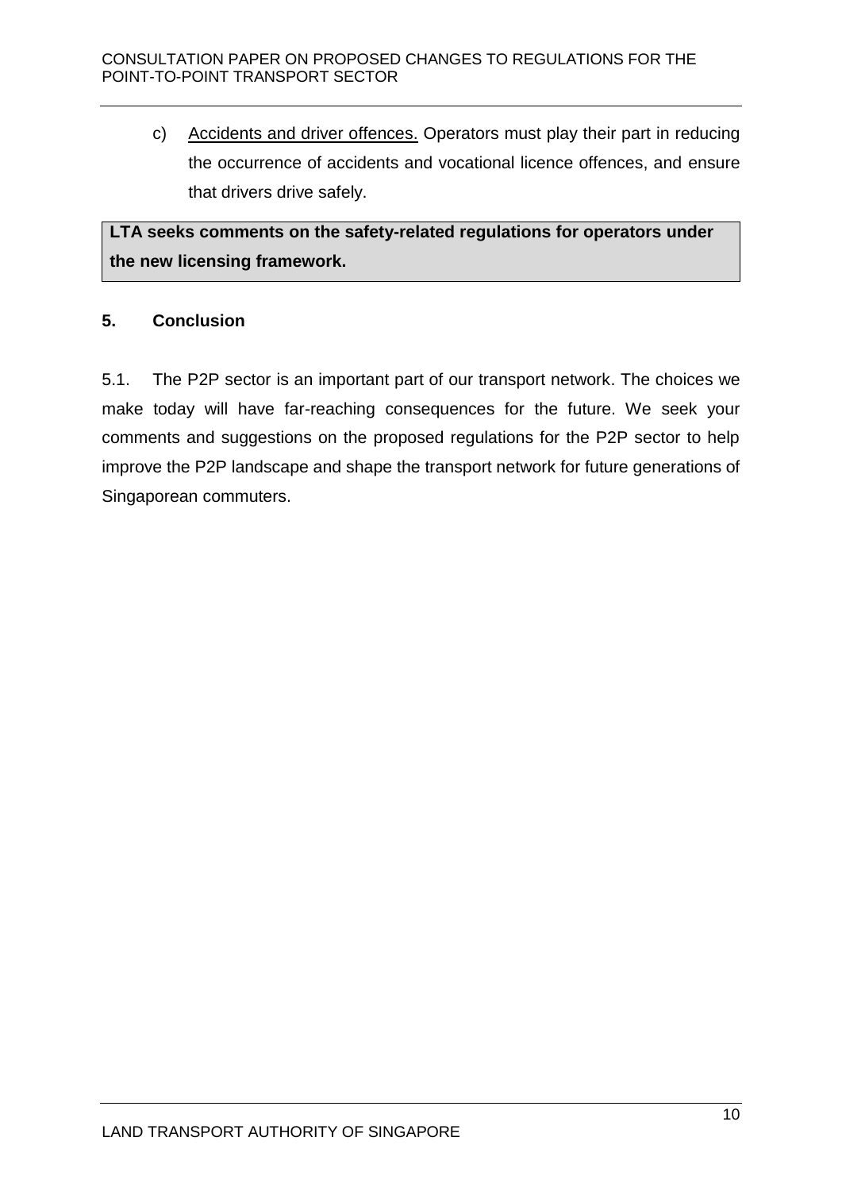c) <u>Accidents and driver offences.</u> Operators must play their part in reducing the occurrence of accidents and vocational licence offences, and ensure that drivers drive safely.

**LTA seeks comments on the safety-related regulations for operators under the new licensing framework.**

## 5. Conclusion

5.1. The P2P sector is an important part of our transport network. The choices we make today will have far-reaching consequences for the future. We seek your comments and suggestions on the proposed regulations for the P2P sector to help improve the P2P landscape and shape the transport network for future generations of Singaporean commuters.